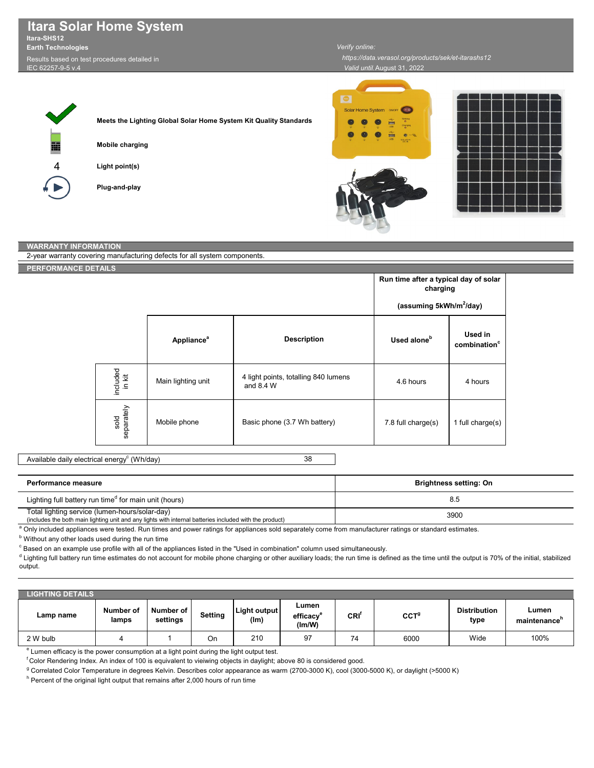# Itara Solar Home System

**Itara-SHS12**
**Earth Technologies**

Results based on test procedures detailed in IEC 62257-9-5 v.4

*Verify online:*
*https://data.verasol.org/products/sek/et-itarashs12*
*Valid until* August 31, 2022

**Meets the Lighting Global Solar Home System Kit Quality Standards**

**Mobile charging**

4 **Light point(s)**

**Plug-and-play**

## WARRANTY INFORMATION

2-year warranty covering manufacturing defects for all system components.

## PERFORMANCE DETAILS

| | Appliance[a] | Description | Run time after a typical day of solar charging (assuming 5kWh/m$^2$/day) — Used alone[b] | Used in combination[c] |
|---|---|---|---|---|
| included in kit | Main lighting unit | 4 light points, totalling 840 lumens and 8.4 W | 4.6 hours | 4 hours |
| sold separately | Mobile phone | Basic phone (3.7 Wh battery) | 7.8 full charge(s) | 1 full charge(s) |

| | |
|---|---|
| Available daily electrical energy[c] (Wh/day) | 38 |

| Performance measure | Brightness setting: On |
|---|---|
| Lighting full battery run time[d] for main unit (hours) | 8.5 |
| Total lighting service (lumen-hours/solar-day) (includes the both main lighting unit and any lights with internal batteries included with the product) | 3900 |

[a] Only included appliances were tested. Run times and power ratings for appliances sold separately come from manufacturer ratings or standard estimates.

[b] Without any other loads used during the run time

[c] Based on an example use profile with all of the appliances listed in the "Used in combination" column used simultaneously.

[d] Lighting full battery run time estimates do not account for mobile phone charging or other auxiliary loads; the run time is defined as the time until the output is 70% of the initial, stabilized output.

## LIGHTING DETAILS

| Lamp name | Number of lamps | Number of settings | Setting | Light output (lm) | Lumen efficacy[e] (lm/W) | CRI[f] | CCT[g] | Distribution type | Lumen maintenance[h] |
|---|---|---|---|---|---|---|---|---|---|
| 2 W bulb | 4 | 1 | On | 210 | 97 | 74 | 6000 | Wide | 100% |

[e] Lumen efficacy is the power consumption at a light point during the light output test.

[f] Color Rendering Index. An index of 100 is equivalent to vieiwing objects in daylight; above 80 is considered good.

[g] Correlated Color Temperature in degrees Kelvin. Describes color appearance as warm (2700-3000 K), cool (3000-5000 K), or daylight (>5000 K)

[h] Percent of the original light output that remains after 2,000 hours of run time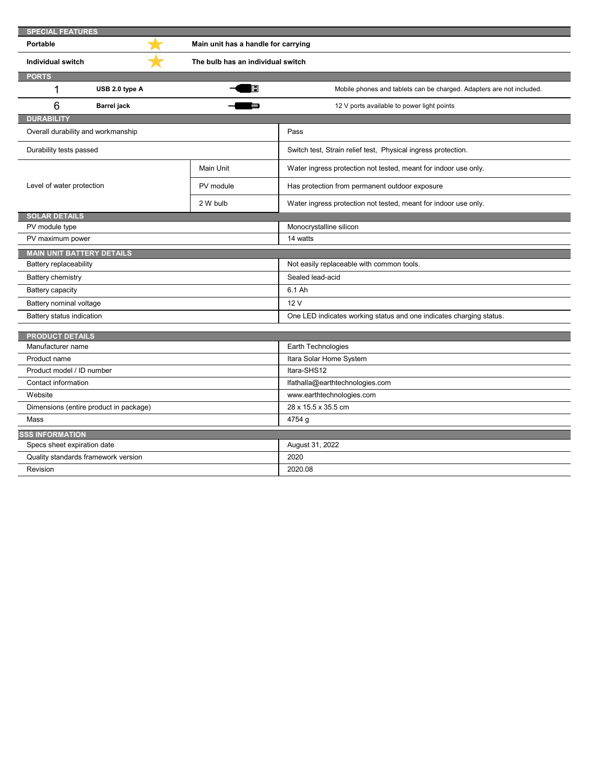## SPECIAL FEATURES

| | | |
|---|---|---|
| **Portable** | ★ | **Main unit has a handle for carrying** |
| **Individual switch** | ★ | **The bulb has an individual switch** |

## PORTS

| | | |
|---|---|---|
| 1 | **USB 2.0 type A** | Mobile phones and tablets can be charged. Adapters are not included. |
| 6 | **Barrel jack** | 12 V ports available to power light points |

## DURABILITY

| | | |
|---|---|---|
| Overall durability and workmanship | | Pass |
| Durability tests passed | | Switch test, Strain relief test, Physical ingress protection. |
| Level of water protection | Main Unit | Water ingress protection not tested, meant for indoor use only. |
| | PV module | Has protection from permanent outdoor exposure |
| | 2 W bulb | Water ingress protection not tested, meant for indoor use only. |

## SOLAR DETAILS

| | |
|---|---|
| PV module type | Monocrystalline silicon |
| PV maximum power | 14 watts |

## MAIN UNIT BATTERY DETAILS

| | |
|---|---|
| Battery replaceability | Not easily replaceable with common tools. |
| Battery chemistry | Sealed lead-acid |
| Battery capacity | 6.1 Ah |
| Battery nominal voltage | 12 V |
| Battery status indication | One LED indicates working status and one indicates charging status. |

## PRODUCT DETAILS

| | |
|---|---|
| Manufacturer name | Earth Technologies |
| Product name | Itara Solar Home System |
| Product model / ID number | Itara-SHS12 |
| Contact information | lfathalla@earthtechnologies.com |
| Website | www.earthtechnologies.com |
| Dimensions (entire product in package) | 28 x 15.5 x 35.5 cm |
| Mass | 4754 g |

## SSS INFORMATION

| | |
|---|---|
| Specs sheet expiration date | August 31, 2022 |
| Quality standards framework version | 2020 |
| Revision | 2020.08 |